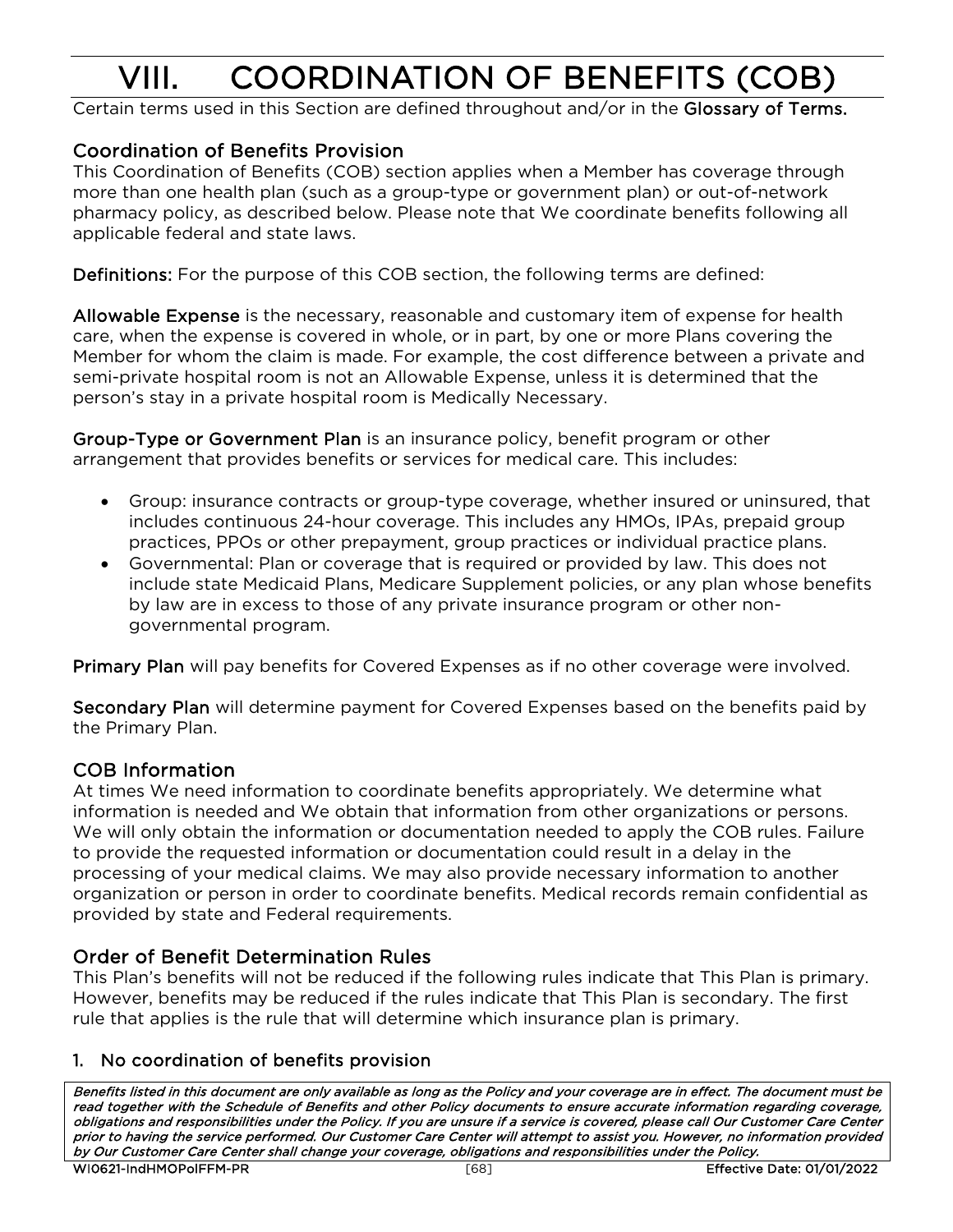# VIII. COORDINATION OF BENEFITS (COB)

Certain terms used in this Section are defined throughout and/or in the **Glossary of Terms.**

## Coordination of Benefits Provision

This Coordination of Benefits (COB) section applies when a Member has coverage through more than one health plan (such as a group-type or government plan) or out-of-network pharmacy policy, as described below. Please note that We coordinate benefits following all applicable federal and state laws.

**Definitions:** For the purpose of this COB section, the following terms are defined:

**Allowable Expense** is the necessary, reasonable and customary item of expense for health care, when the expense is covered in whole, or in part, by one or more Plans covering the Member for whom the claim is made. For example, the cost difference between a private and semi-private hospital room is not an Allowable Expense, unless it is determined that the person's stay in a private hospital room is Medically Necessary.

**Group-Type or Government Plan** is an insurance policy, benefit program or other arrangement that provides benefits or services for medical care. This includes:

- Group: insurance contracts or group-type coverage, whether insured or uninsured, that includes continuous 24-hour coverage. This includes any HMOs, IPAs, prepaid group practices, PPOs or other prepayment, group practices or individual practice plans.
- Governmental: Plan or coverage that is required or provided by law. This does not include state Medicaid Plans, Medicare Supplement policies, or any plan whose benefits by law are in excess to those of any private insurance program or other non-governmental program.

**Primary Plan** will pay benefits for Covered Expenses as if no other coverage were involved.

**Secondary Plan** will determine payment for Covered Expenses based on the benefits paid by the Primary Plan.

## COB Information

At times We need information to coordinate benefits appropriately. We determine what information is needed and We obtain that information from other organizations or persons. We will only obtain the information or documentation needed to apply the COB rules. Failure to provide the requested information or documentation could result in a delay in the processing of your medical claims. We may also provide necessary information to another organization or person in order to coordinate benefits. Medical records remain confidential as provided by state and Federal requirements.

## Order of Benefit Determination Rules

This Plan's benefits will not be reduced if the following rules indicate that This Plan is primary. However, benefits may be reduced if the rules indicate that This Plan is secondary. The first rule that applies is the rule that will determine which insurance plan is primary.

### 1. No coordination of benefits provision

*Benefits listed in this document are only available as long as the Policy and your coverage are in effect. The document must be read together with the Schedule of Benefits and other Policy documents to ensure accurate information regarding coverage, obligations and responsibilities under the Policy. If you are unsure if a service is covered, please call Our Customer Care Center prior to having the service performed. Our Customer Care Center will attempt to assist you. However, no information provided by Our Customer Care Center shall change your coverage, obligations and responsibilities under the Policy.*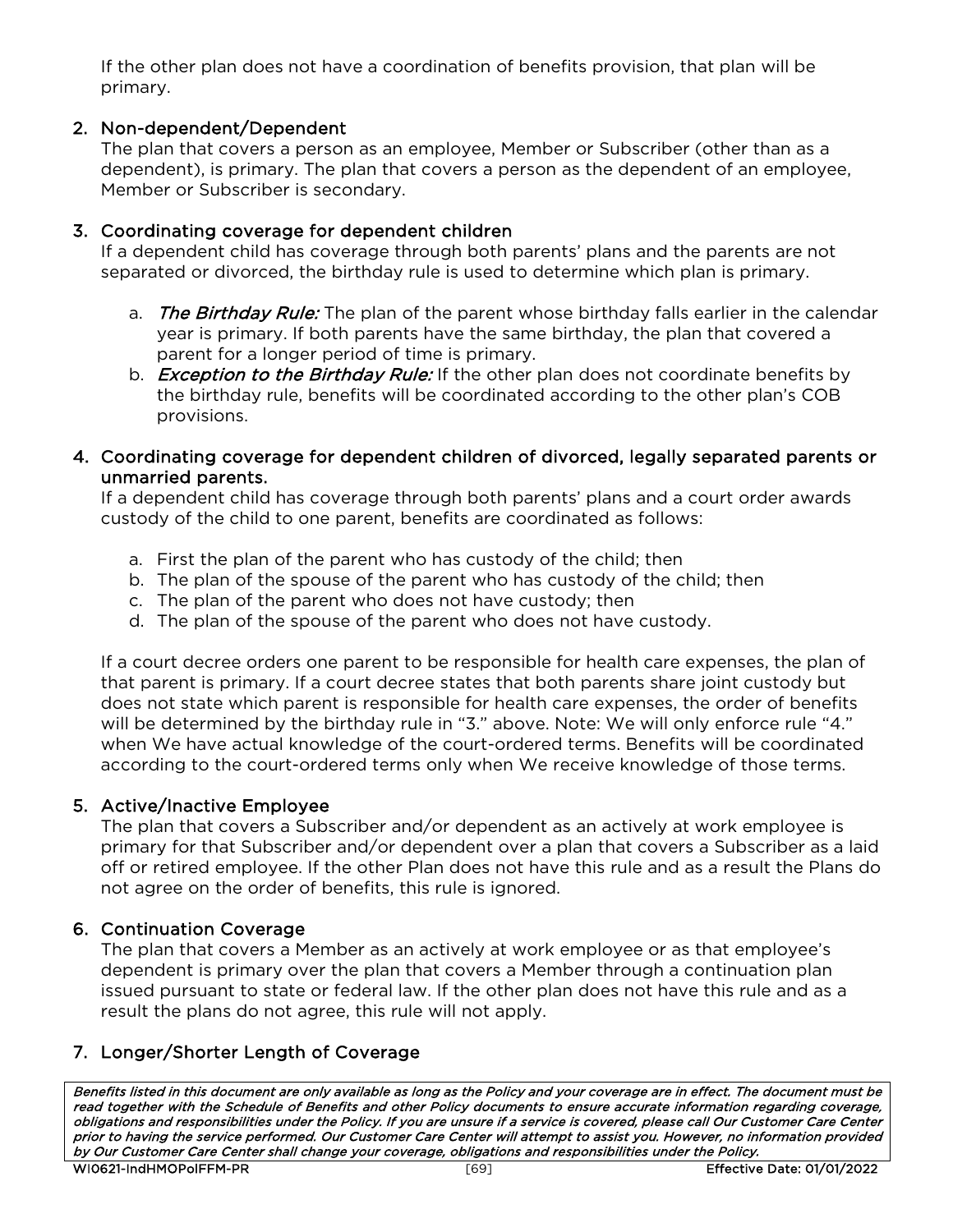If the other plan does not have a coordination of benefits provision, that plan will be primary.

2. **Non-dependent/Dependent**
   The plan that covers a person as an employee, Member or Subscriber (other than as a dependent), is primary. The plan that covers a person as the dependent of an employee, Member or Subscriber is secondary.

3. **Coordinating coverage for dependent children**
   If a dependent child has coverage through both parents' plans and the parents are not separated or divorced, the birthday rule is used to determine which plan is primary.

   a. ***The Birthday Rule:*** The plan of the parent whose birthday falls earlier in the calendar year is primary. If both parents have the same birthday, the plan that covered a parent for a longer period of time is primary.
   b. ***Exception to the Birthday Rule:*** If the other plan does not coordinate benefits by the birthday rule, benefits will be coordinated according to the other plan's COB provisions.

4. **Coordinating coverage for dependent children of divorced, legally separated parents or unmarried parents.**
   If a dependent child has coverage through both parents' plans and a court order awards custody of the child to one parent, benefits are coordinated as follows:

   a. First the plan of the parent who has custody of the child; then
   b. The plan of the spouse of the parent who has custody of the child; then
   c. The plan of the parent who does not have custody; then
   d. The plan of the spouse of the parent who does not have custody.

   If a court decree orders one parent to be responsible for health care expenses, the plan of that parent is primary. If a court decree states that both parents share joint custody but does not state which parent is responsible for health care expenses, the order of benefits will be determined by the birthday rule in "3." above. Note: We will only enforce rule "4." when We have actual knowledge of the court-ordered terms. Benefits will be coordinated according to the court-ordered terms only when We receive knowledge of those terms.

5. **Active/Inactive Employee**
   The plan that covers a Subscriber and/or dependent as an actively at work employee is primary for that Subscriber and/or dependent over a plan that covers a Subscriber as a laid off or retired employee. If the other Plan does not have this rule and as a result the Plans do not agree on the order of benefits, this rule is ignored.

6. **Continuation Coverage**
   The plan that covers a Member as an actively at work employee or as that employee's dependent is primary over the plan that covers a Member through a continuation plan issued pursuant to state or federal law. If the other plan does not have this rule and as a result the plans do not agree, this rule will not apply.

7. **Longer/Shorter Length of Coverage**

*Benefits listed in this document are only available as long as the Policy and your coverage are in effect. The document must be read together with the Schedule of Benefits and other Policy documents to ensure accurate information regarding coverage, obligations and responsibilities under the Policy. If you are unsure if a service is covered, please call Our Customer Care Center prior to having the service performed. Our Customer Care Center will attempt to assist you. However, no information provided by Our Customer Care Center shall change your coverage, obligations and responsibilities under the Policy.*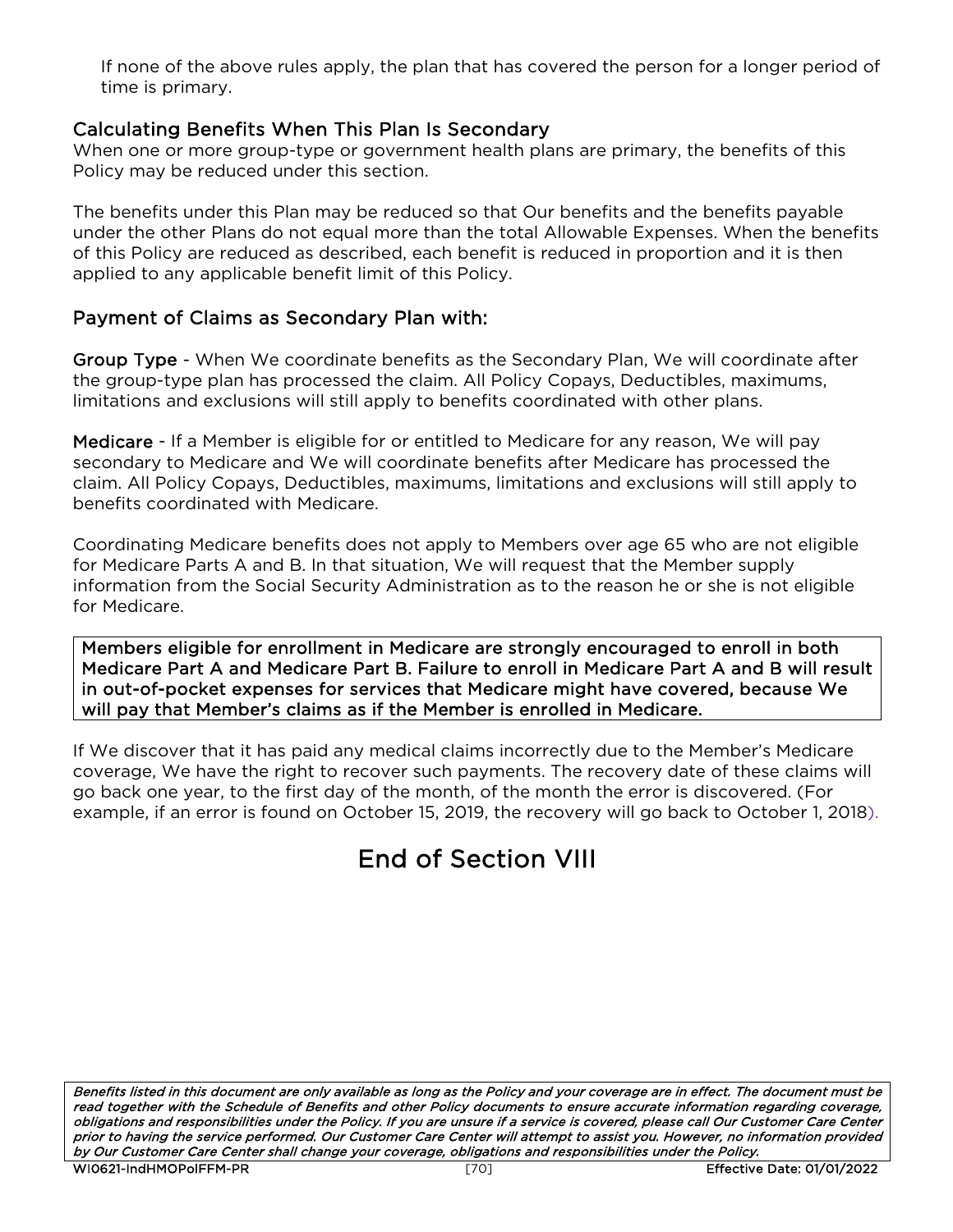If none of the above rules apply, the plan that has covered the person for a longer period of time is primary.

### Calculating Benefits When This Plan Is Secondary

When one or more group-type or government health plans are primary, the benefits of this Policy may be reduced under this section.

The benefits under this Plan may be reduced so that Our benefits and the benefits payable under the other Plans do not equal more than the total Allowable Expenses. When the benefits of this Policy are reduced as described, each benefit is reduced in proportion and it is then applied to any applicable benefit limit of this Policy.

### Payment of Claims as Secondary Plan with:

**Group Type** - When We coordinate benefits as the Secondary Plan, We will coordinate after the group-type plan has processed the claim. All Policy Copays, Deductibles, maximums, limitations and exclusions will still apply to benefits coordinated with other plans.

**Medicare** - If a Member is eligible for or entitled to Medicare for any reason, We will pay secondary to Medicare and We will coordinate benefits after Medicare has processed the claim. All Policy Copays, Deductibles, maximums, limitations and exclusions will still apply to benefits coordinated with Medicare.

Coordinating Medicare benefits does not apply to Members over age 65 who are not eligible for Medicare Parts A and B. In that situation, We will request that the Member supply information from the Social Security Administration as to the reason he or she is not eligible for Medicare.

**Members eligible for enrollment in Medicare are strongly encouraged to enroll in both Medicare Part A and Medicare Part B. Failure to enroll in Medicare Part A and B will result in out-of-pocket expenses for services that Medicare might have covered, because We will pay that Member's claims as if the Member is enrolled in Medicare.**

If We discover that it has paid any medical claims incorrectly due to the Member's Medicare coverage, We have the right to recover such payments. The recovery date of these claims will go back one year, to the first day of the month, of the month the error is discovered. (For example, if an error is found on October 15, 2019, the recovery will go back to October 1, 2018).

## End of Section VIII

*Benefits listed in this document are only available as long as the Policy and your coverage are in effect. The document must be read together with the Schedule of Benefits and other Policy documents to ensure accurate information regarding coverage, obligations and responsibilities under the Policy. If you are unsure if a service is covered, please call Our Customer Care Center prior to having the service performed. Our Customer Care Center will attempt to assist you. However, no information provided by Our Customer Care Center shall change your coverage, obligations and responsibilities under the Policy.*